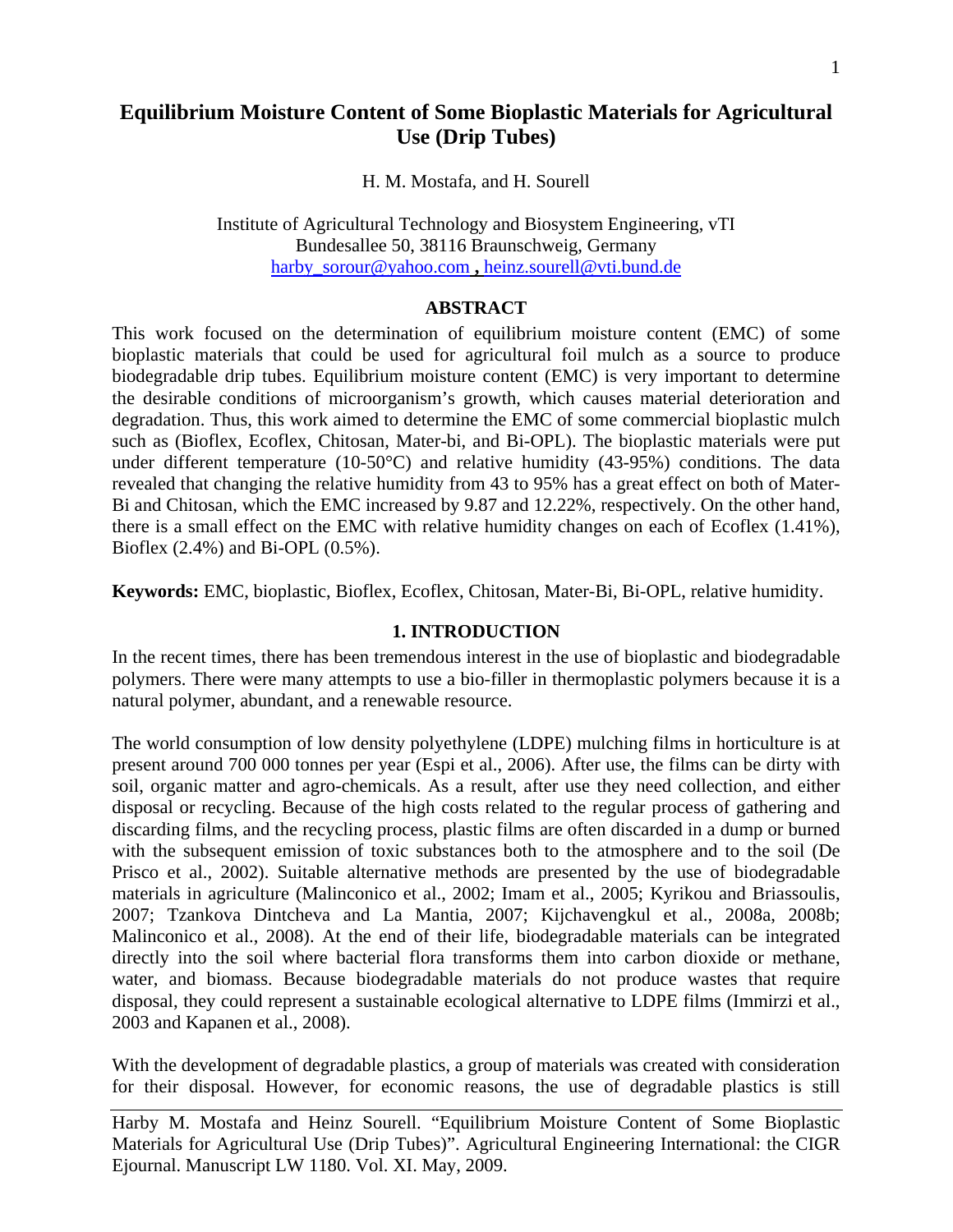# Equilibrium Moisture Content of Some Bioplastic Materials for Agricultural Use (Drip Tubes)

H. M. Mostafa, and H. Sourell

Institute of Agricultural Technology and Biosystem Engineering, vTI
Bundesallee 50, 38116 Braunschweig, Germany
harby_sorour@yahoo.com , heinz.sourell@vti.bund.de

## ABSTRACT

This work focused on the determination of equilibrium moisture content (EMC) of some bioplastic materials that could be used for agricultural foil mulch as a source to produce biodegradable drip tubes. Equilibrium moisture content (EMC) is very important to determine the desirable conditions of microorganism's growth, which causes material deterioration and degradation. Thus, this work aimed to determine the EMC of some commercial bioplastic mulch such as (Bioflex, Ecoflex, Chitosan, Mater-bi, and Bi-OPL). The bioplastic materials were put under different temperature (10-50°C) and relative humidity (43-95%) conditions. The data revealed that changing the relative humidity from 43 to 95% has a great effect on both of Mater-Bi and Chitosan, which the EMC increased by 9.87 and 12.22%, respectively. On the other hand, there is a small effect on the EMC with relative humidity changes on each of Ecoflex (1.41%), Bioflex (2.4%) and Bi-OPL (0.5%).

**Keywords:** EMC, bioplastic, Bioflex, Ecoflex, Chitosan, Mater-Bi, Bi-OPL, relative humidity.

## 1. INTRODUCTION

In the recent times, there has been tremendous interest in the use of bioplastic and biodegradable polymers. There were many attempts to use a bio-filler in thermoplastic polymers because it is a natural polymer, abundant, and a renewable resource.

The world consumption of low density polyethylene (LDPE) mulching films in horticulture is at present around 700 000 tonnes per year (Espi et al., 2006). After use, the films can be dirty with soil, organic matter and agro-chemicals. As a result, after use they need collection, and either disposal or recycling. Because of the high costs related to the regular process of gathering and discarding films, and the recycling process, plastic films are often discarded in a dump or burned with the subsequent emission of toxic substances both to the atmosphere and to the soil (De Prisco et al., 2002). Suitable alternative methods are presented by the use of biodegradable materials in agriculture (Malinconico et al., 2002; Imam et al., 2005; Kyrikou and Briassoulis, 2007; Tzankova Dintcheva and La Mantia, 2007; Kijchavengkul et al., 2008a, 2008b; Malinconico et al., 2008). At the end of their life, biodegradable materials can be integrated directly into the soil where bacterial flora transforms them into carbon dioxide or methane, water, and biomass. Because biodegradable materials do not produce wastes that require disposal, they could represent a sustainable ecological alternative to LDPE films (Immirzi et al., 2003 and Kapanen et al., 2008).

With the development of degradable plastics, a group of materials was created with consideration for their disposal. However, for economic reasons, the use of degradable plastics is still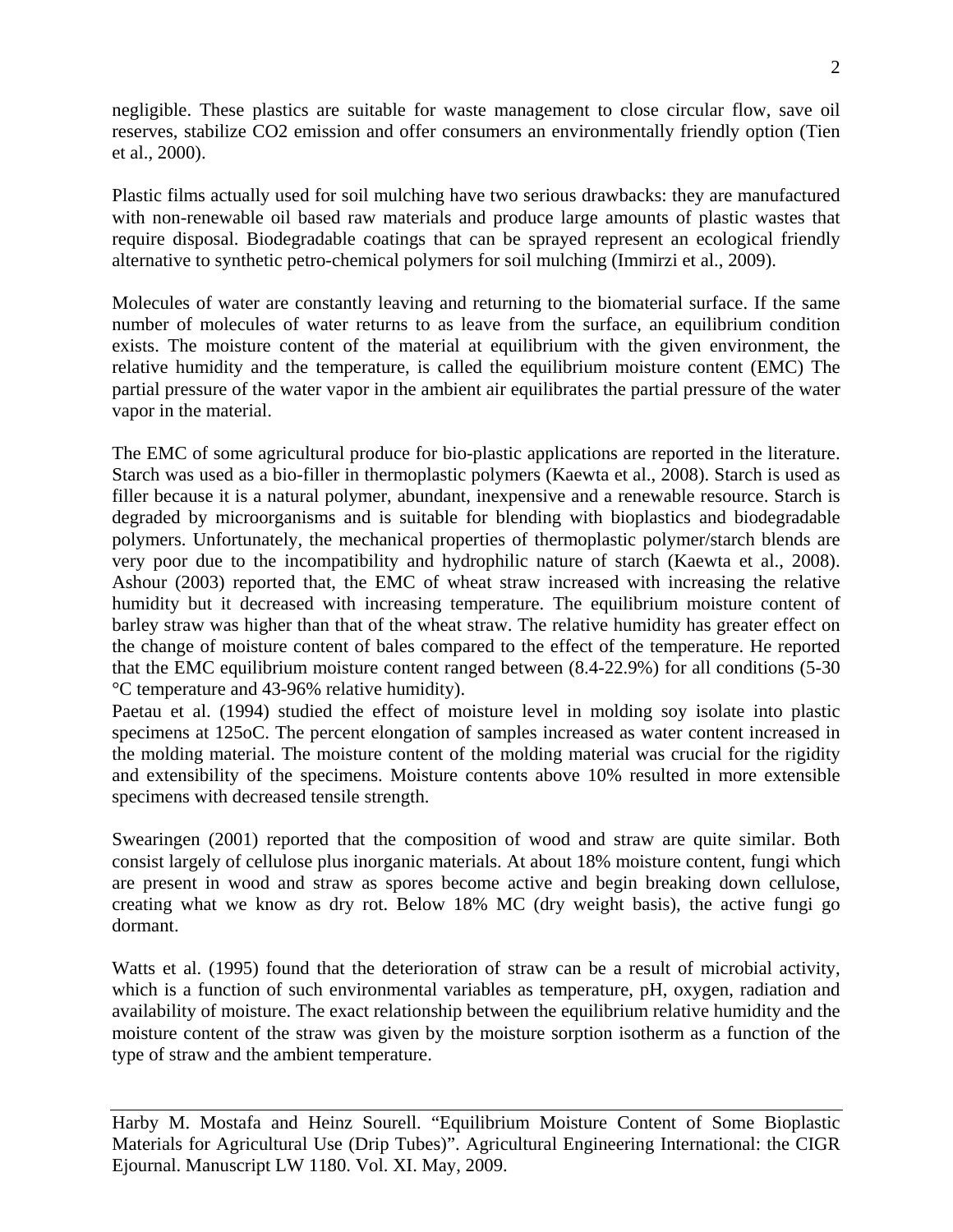negligible. These plastics are suitable for waste management to close circular flow, save oil reserves, stabilize CO2 emission and offer consumers an environmentally friendly option (Tien et al., 2000).

Plastic films actually used for soil mulching have two serious drawbacks: they are manufactured with non-renewable oil based raw materials and produce large amounts of plastic wastes that require disposal. Biodegradable coatings that can be sprayed represent an ecological friendly alternative to synthetic petro-chemical polymers for soil mulching (Immirzi et al., 2009).

Molecules of water are constantly leaving and returning to the biomaterial surface. If the same number of molecules of water returns to as leave from the surface, an equilibrium condition exists. The moisture content of the material at equilibrium with the given environment, the relative humidity and the temperature, is called the equilibrium moisture content (EMC) The partial pressure of the water vapor in the ambient air equilibrates the partial pressure of the water vapor in the material.

The EMC of some agricultural produce for bio-plastic applications are reported in the literature. Starch was used as a bio-filler in thermoplastic polymers (Kaewta et al., 2008). Starch is used as filler because it is a natural polymer, abundant, inexpensive and a renewable resource. Starch is degraded by microorganisms and is suitable for blending with bioplastics and biodegradable polymers. Unfortunately, the mechanical properties of thermoplastic polymer/starch blends are very poor due to the incompatibility and hydrophilic nature of starch (Kaewta et al., 2008). Ashour (2003) reported that, the EMC of wheat straw increased with increasing the relative humidity but it decreased with increasing temperature. The equilibrium moisture content of barley straw was higher than that of the wheat straw. The relative humidity has greater effect on the change of moisture content of bales compared to the effect of the temperature. He reported that the EMC equilibrium moisture content ranged between (8.4-22.9%) for all conditions (5-30 °C temperature and 43-96% relative humidity).

Paetau et al. (1994) studied the effect of moisture level in molding soy isolate into plastic specimens at 125oC. The percent elongation of samples increased as water content increased in the molding material. The moisture content of the molding material was crucial for the rigidity and extensibility of the specimens. Moisture contents above 10% resulted in more extensible specimens with decreased tensile strength.

Swearingen (2001) reported that the composition of wood and straw are quite similar. Both consist largely of cellulose plus inorganic materials. At about 18% moisture content, fungi which are present in wood and straw as spores become active and begin breaking down cellulose, creating what we know as dry rot. Below 18% MC (dry weight basis), the active fungi go dormant.

Watts et al. (1995) found that the deterioration of straw can be a result of microbial activity, which is a function of such environmental variables as temperature, pH, oxygen, radiation and availability of moisture. The exact relationship between the equilibrium relative humidity and the moisture content of the straw was given by the moisture sorption isotherm as a function of the type of straw and the ambient temperature.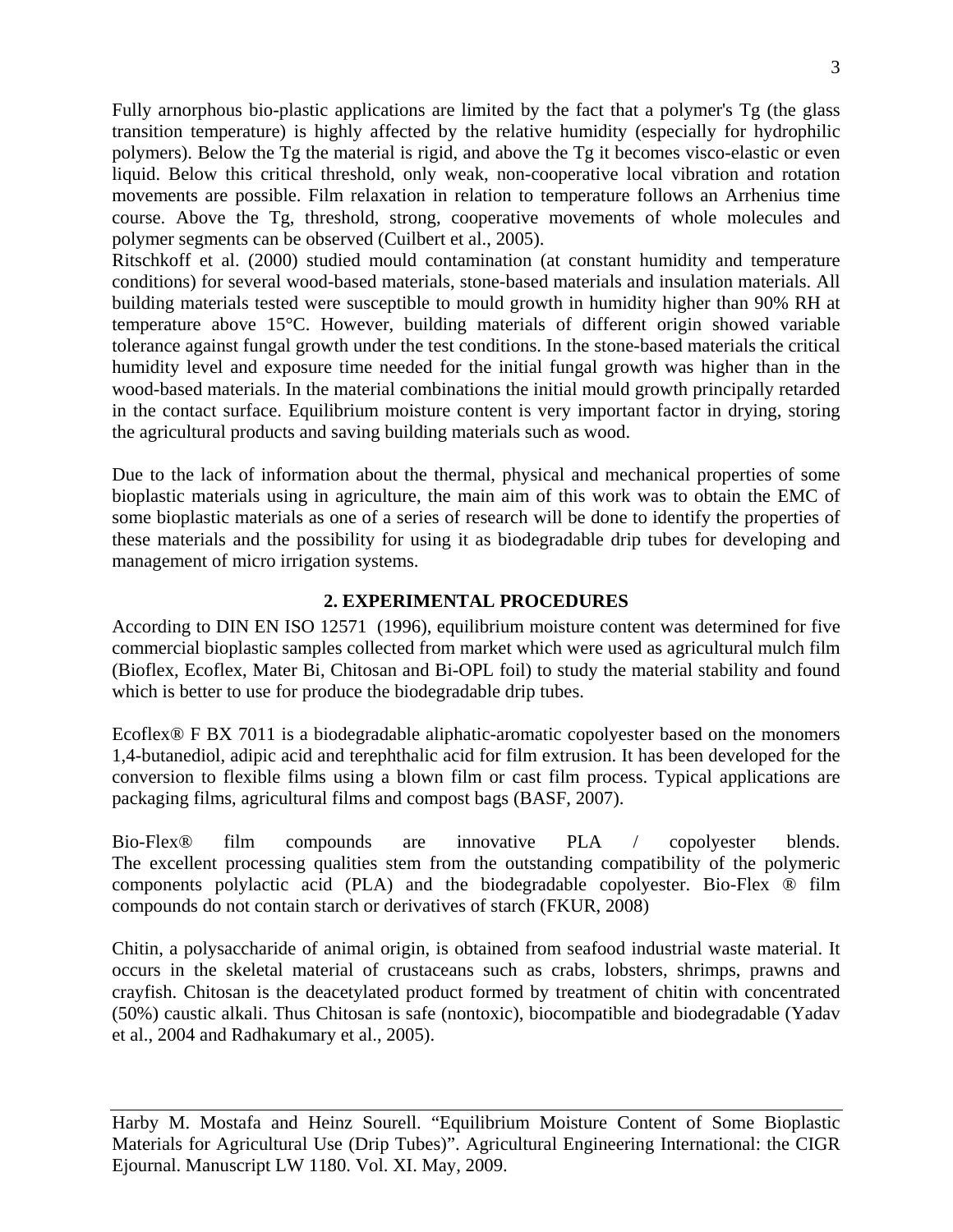Fully arnorphous bio-plastic applications are limited by the fact that a polymer's Tg (the glass transition temperature) is highly affected by the relative humidity (especially for hydrophilic polymers). Below the Tg the material is rigid, and above the Tg it becomes visco-elastic or even liquid. Below this critical threshold, only weak, non-cooperative local vibration and rotation movements are possible. Film relaxation in relation to temperature follows an Arrhenius time course. Above the Tg, threshold, strong, cooperative movements of whole molecules and polymer segments can be observed (Cuilbert et al., 2005).

Ritschkoff et al. (2000) studied mould contamination (at constant humidity and temperature conditions) for several wood-based materials, stone-based materials and insulation materials. All building materials tested were susceptible to mould growth in humidity higher than 90% RH at temperature above 15°C. However, building materials of different origin showed variable tolerance against fungal growth under the test conditions. In the stone-based materials the critical humidity level and exposure time needed for the initial fungal growth was higher than in the wood-based materials. In the material combinations the initial mould growth principally retarded in the contact surface. Equilibrium moisture content is very important factor in drying, storing the agricultural products and saving building materials such as wood.

Due to the lack of information about the thermal, physical and mechanical properties of some bioplastic materials using in agriculture, the main aim of this work was to obtain the EMC of some bioplastic materials as one of a series of research will be done to identify the properties of these materials and the possibility for using it as biodegradable drip tubes for developing and management of micro irrigation systems.

## 2. EXPERIMENTAL PROCEDURES

According to DIN EN ISO 12571 (1996), equilibrium moisture content was determined for five commercial bioplastic samples collected from market which were used as agricultural mulch film (Bioflex, Ecoflex, Mater Bi, Chitosan and Bi-OPL foil) to study the material stability and found which is better to use for produce the biodegradable drip tubes.

Ecoflex® F BX 7011 is a biodegradable aliphatic-aromatic copolyester based on the monomers 1,4-butanediol, adipic acid and terephthalic acid for film extrusion. It has been developed for the conversion to flexible films using a blown film or cast film process. Typical applications are packaging films, agricultural films and compost bags (BASF, 2007).

Bio-Flex® film compounds are innovative PLA / copolyester blends. The excellent processing qualities stem from the outstanding compatibility of the polymeric components polylactic acid (PLA) and the biodegradable copolyester. Bio-Flex ® film compounds do not contain starch or derivatives of starch (FKUR, 2008)

Chitin, a polysaccharide of animal origin, is obtained from seafood industrial waste material. It occurs in the skeletal material of crustaceans such as crabs, lobsters, shrimps, prawns and crayfish. Chitosan is the deacetylated product formed by treatment of chitin with concentrated (50%) caustic alkali. Thus Chitosan is safe (nontoxic), biocompatible and biodegradable (Yadav et al., 2004 and Radhakumary et al., 2005).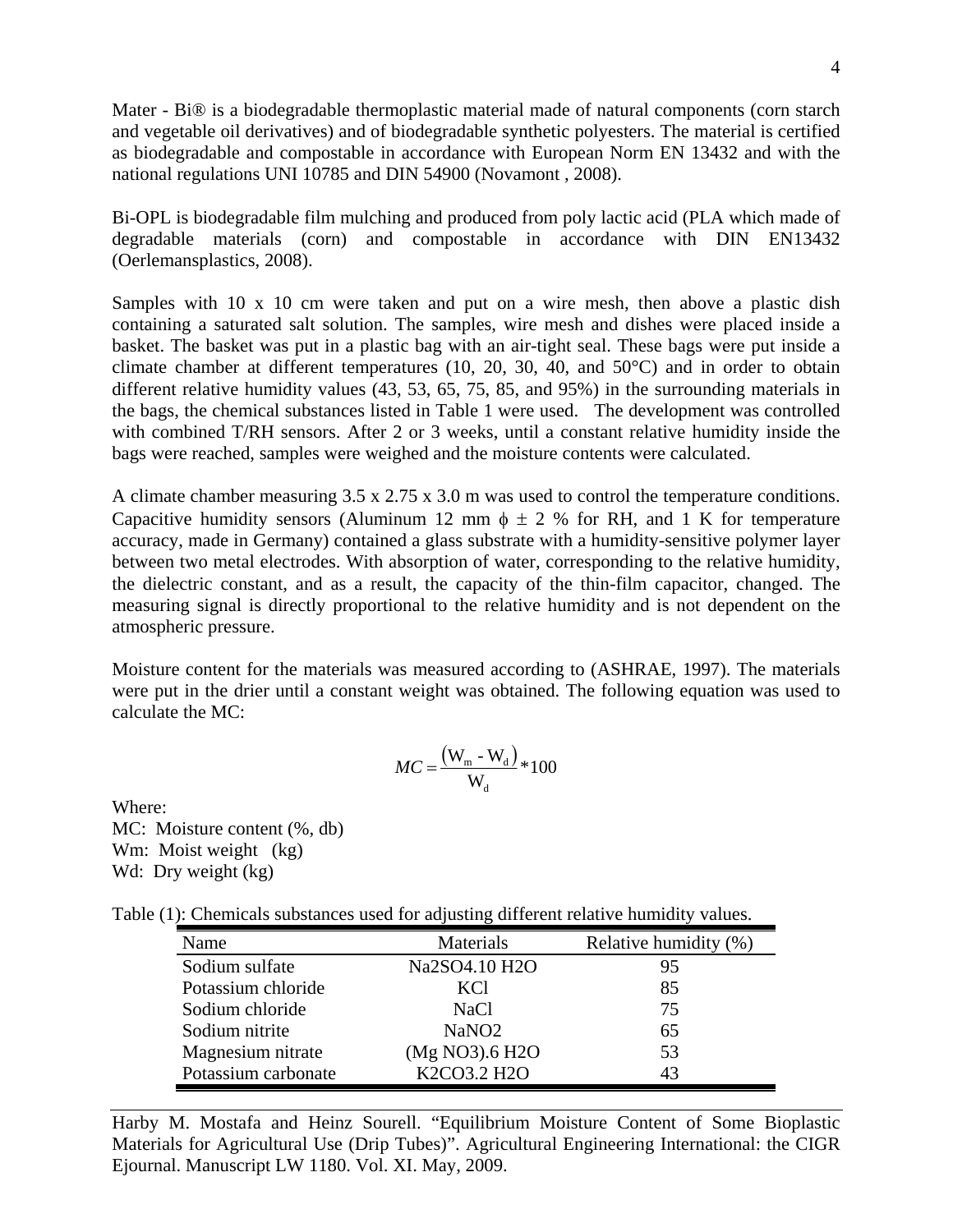Mater - Bi® is a biodegradable thermoplastic material made of natural components (corn starch and vegetable oil derivatives) and of biodegradable synthetic polyesters. The material is certified as biodegradable and compostable in accordance with European Norm EN 13432 and with the national regulations UNI 10785 and DIN 54900 (Novamont , 2008).

Bi-OPL is biodegradable film mulching and produced from poly lactic acid (PLA which made of degradable materials (corn) and compostable in accordance with DIN EN13432 (Oerlemansplastics, 2008).

Samples with 10 x 10 cm were taken and put on a wire mesh, then above a plastic dish containing a saturated salt solution. The samples, wire mesh and dishes were placed inside a basket. The basket was put in a plastic bag with an air-tight seal. These bags were put inside a climate chamber at different temperatures (10, 20, 30, 40, and 50°C) and in order to obtain different relative humidity values (43, 53, 65, 75, 85, and 95%) in the surrounding materials in the bags, the chemical substances listed in Table 1 were used. The development was controlled with combined T/RH sensors. After 2 or 3 weeks, until a constant relative humidity inside the bags were reached, samples were weighed and the moisture contents were calculated.

A climate chamber measuring 3.5 x 2.75 x 3.0 m was used to control the temperature conditions. Capacitive humidity sensors (Aluminum 12 mm $\phi \pm 2$ % for RH, and 1 K for temperature accuracy, made in Germany) contained a glass substrate with a humidity-sensitive polymer layer between two metal electrodes. With absorption of water, corresponding to the relative humidity, the dielectric constant, and as a result, the capacity of the thin-film capacitor, changed. The measuring signal is directly proportional to the relative humidity and is not dependent on the atmospheric pressure.

Moisture content for the materials was measured according to (ASHRAE, 1997). The materials were put in the drier until a constant weight was obtained. The following equation was used to calculate the MC:

$$MC = \frac{(W_m - W_d)}{W_d} * 100$$

Where:
MC: Moisture content (%, db)
Wm: Moist weight (kg)
Wd: Dry weight (kg)

Table (1): Chemicals substances used for adjusting different relative humidity values.

| Name | Materials | Relative humidity (%) |
|---|---|---|
| Sodium sulfate | $Na_2SO_4.10\ H_2O$ | 95 |
| Potassium chloride | KCl | 85 |
| Sodium chloride | NaCl | 75 |
| Sodium nitrite | $NaNO_2$ | 65 |
| Magnesium nitrate | $(Mg\ NO_3).6\ H_2O$ | 53 |
| Potassium carbonate | $K_2CO_3.2\ H_2O$ | 43 |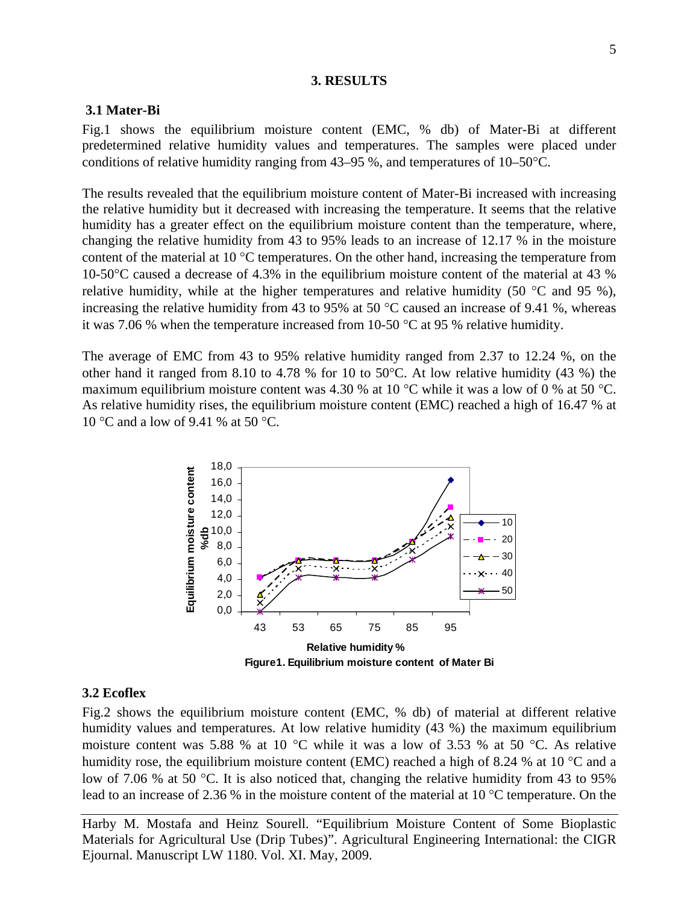## 3. RESULTS

### 3.1 Mater-Bi

Fig.1 shows the equilibrium moisture content (EMC, % db) of Mater-Bi at different predetermined relative humidity values and temperatures. The samples were placed under conditions of relative humidity ranging from 43–95 %, and temperatures of 10–50°C.

The results revealed that the equilibrium moisture content of Mater-Bi increased with increasing the relative humidity but it decreased with increasing the temperature. It seems that the relative humidity has a greater effect on the equilibrium moisture content than the temperature, where, changing the relative humidity from 43 to 95% leads to an increase of 12.17 % in the moisture content of the material at 10 °C temperatures. On the other hand, increasing the temperature from 10-50°C caused a decrease of 4.3% in the equilibrium moisture content of the material at 43 % relative humidity, while at the higher temperatures and relative humidity (50 °C and 95 %), increasing the relative humidity from 43 to 95% at 50 °C caused an increase of 9.41 %, whereas it was 7.06 % when the temperature increased from 10-50 °C at 95 % relative humidity.

The average of EMC from 43 to 95% relative humidity ranged from 2.37 to 12.24 %, on the other hand it ranged from 8.10 to 4.78 % for 10 to 50°C. At low relative humidity (43 %) the maximum equilibrium moisture content was 4.30 % at 10 °C while it was a low of 0 % at 50 °C. As relative humidity rises, the equilibrium moisture content (EMC) reached a high of 16.47 % at 10 °C and a low of 9.41 % at 50 °C.

**Figure1. Equilibrium moisture content of Mater Bi**

### 3.2 Ecoflex

Fig.2 shows the equilibrium moisture content (EMC, % db) of material at different relative humidity values and temperatures. At low relative humidity (43 %) the maximum equilibrium moisture content was 5.88 % at 10 °C while it was a low of 3.53 % at 50 °C. As relative humidity rose, the equilibrium moisture content (EMC) reached a high of 8.24 % at 10 °C and a low of 7.06 % at 50 °C. It is also noticed that, changing the relative humidity from 43 to 95% lead to an increase of 2.36 % in the moisture content of the material at 10 °C temperature. On the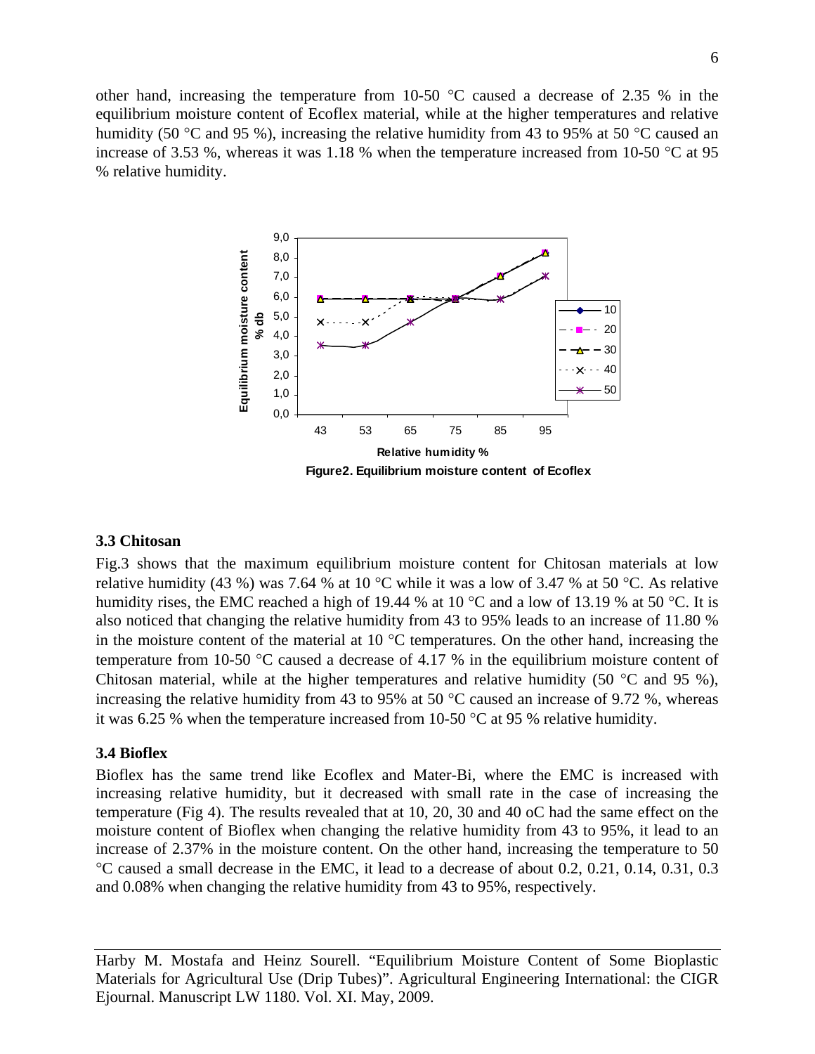other hand, increasing the temperature from 10-50 °C caused a decrease of 2.35 % in the equilibrium moisture content of Ecoflex material, while at the higher temperatures and relative humidity (50 °C and 95 %), increasing the relative humidity from 43 to 95% at 50 °C caused an increase of 3.53 %, whereas it was 1.18 % when the temperature increased from 10-50 °C at 95 % relative humidity.

**Figure2. Equilibrium moisture content of Ecoflex**

### 3.3 Chitosan

Fig.3 shows that the maximum equilibrium moisture content for Chitosan materials at low relative humidity (43 %) was 7.64 % at 10 °C while it was a low of 3.47 % at 50 °C. As relative humidity rises, the EMC reached a high of 19.44 % at 10 °C and a low of 13.19 % at 50 °C. It is also noticed that changing the relative humidity from 43 to 95% leads to an increase of 11.80 % in the moisture content of the material at 10 °C temperatures. On the other hand, increasing the temperature from 10-50 °C caused a decrease of 4.17 % in the equilibrium moisture content of Chitosan material, while at the higher temperatures and relative humidity (50 °C and 95 %), increasing the relative humidity from 43 to 95% at 50 °C caused an increase of 9.72 %, whereas it was 6.25 % when the temperature increased from 10-50 °C at 95 % relative humidity.

### 3.4 Bioflex

Bioflex has the same trend like Ecoflex and Mater-Bi, where the EMC is increased with increasing relative humidity, but it decreased with small rate in the case of increasing the temperature (Fig 4). The results revealed that at 10, 20, 30 and 40 oC had the same effect on the moisture content of Bioflex when changing the relative humidity from 43 to 95%, it lead to an increase of 2.37% in the moisture content. On the other hand, increasing the temperature to 50 °C caused a small decrease in the EMC, it lead to a decrease of about 0.2, 0.21, 0.14, 0.31, 0.3 and 0.08% when changing the relative humidity from 43 to 95%, respectively.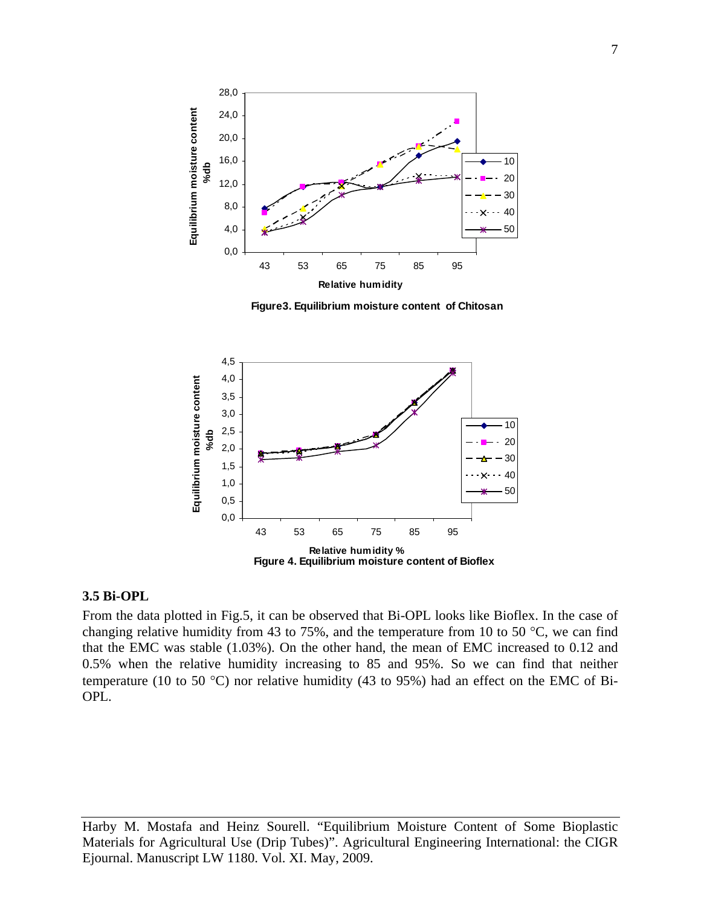Figure3. Equilibrium moisture content of Chitosan

Figure 4. Equilibrium moisture content of Bioflex

### 3.5 Bi-OPL

From the data plotted in Fig.5, it can be observed that Bi-OPL looks like Bioflex. In the case of changing relative humidity from 43 to 75%, and the temperature from 10 to 50 °C, we can find that the EMC was stable (1.03%). On the other hand, the mean of EMC increased to 0.12 and 0.5% when the relative humidity increasing to 85 and 95%. So we can find that neither temperature (10 to 50 °C) nor relative humidity (43 to 95%) had an effect on the EMC of Bi-OPL.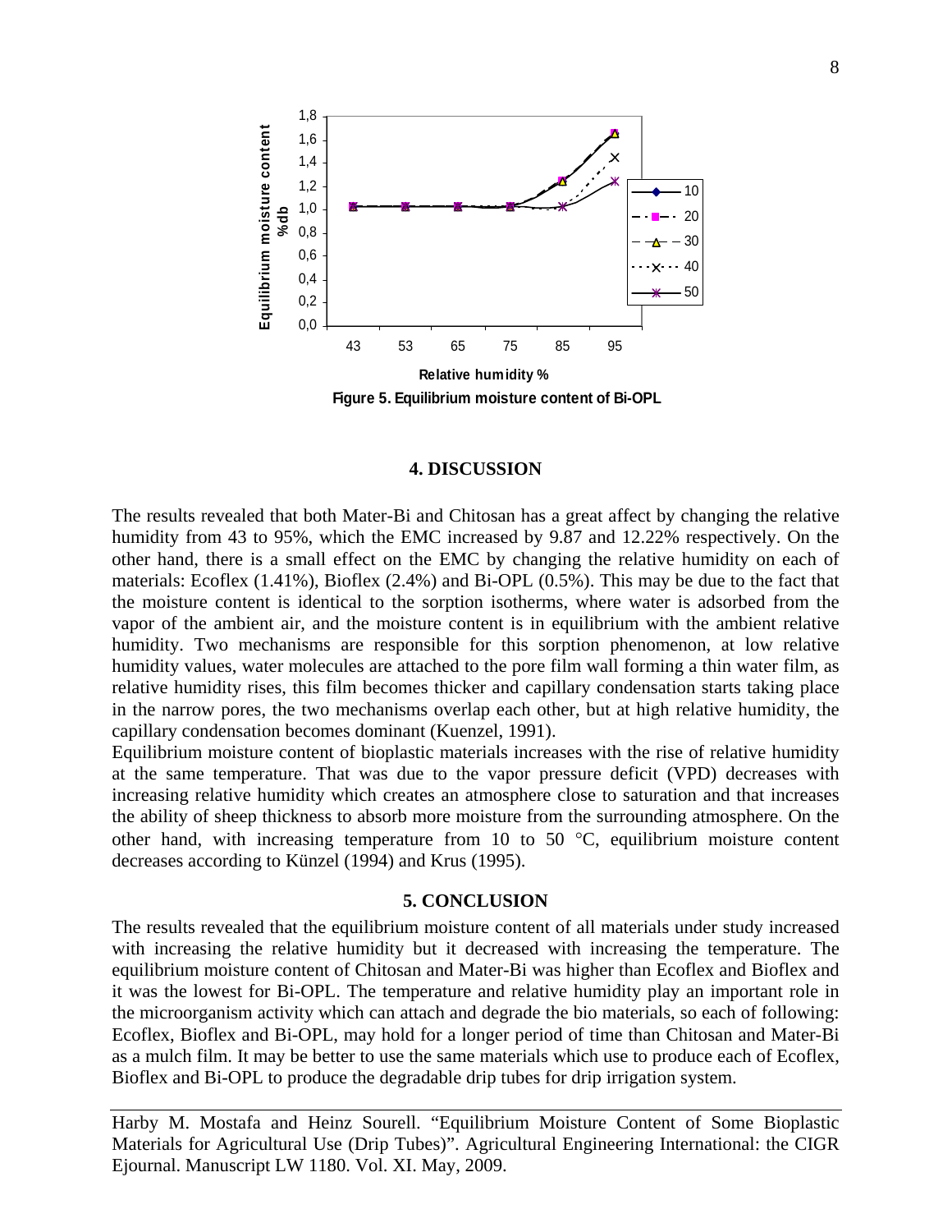Figure 5. Equilibrium moisture content of Bi-OPL

## 4. DISCUSSION

The results revealed that both Mater-Bi and Chitosan has a great affect by changing the relative humidity from 43 to 95%, which the EMC increased by 9.87 and 12.22% respectively. On the other hand, there is a small effect on the EMC by changing the relative humidity on each of materials: Ecoflex (1.41%), Bioflex (2.4%) and Bi-OPL (0.5%). This may be due to the fact that the moisture content is identical to the sorption isotherms, where water is adsorbed from the vapor of the ambient air, and the moisture content is in equilibrium with the ambient relative humidity. Two mechanisms are responsible for this sorption phenomenon, at low relative humidity values, water molecules are attached to the pore film wall forming a thin water film, as relative humidity rises, this film becomes thicker and capillary condensation starts taking place in the narrow pores, the two mechanisms overlap each other, but at high relative humidity, the capillary condensation becomes dominant (Kuenzel, 1991).

Equilibrium moisture content of bioplastic materials increases with the rise of relative humidity at the same temperature. That was due to the vapor pressure deficit (VPD) decreases with increasing relative humidity which creates an atmosphere close to saturation and that increases the ability of sheep thickness to absorb more moisture from the surrounding atmosphere. On the other hand, with increasing temperature from 10 to 50 °C, equilibrium moisture content decreases according to Künzel (1994) and Krus (1995).

## 5. CONCLUSION

The results revealed that the equilibrium moisture content of all materials under study increased with increasing the relative humidity but it decreased with increasing the temperature. The equilibrium moisture content of Chitosan and Mater-Bi was higher than Ecoflex and Bioflex and it was the lowest for Bi-OPL. The temperature and relative humidity play an important role in the microorganism activity which can attach and degrade the bio materials, so each of following: Ecoflex, Bioflex and Bi-OPL, may hold for a longer period of time than Chitosan and Mater-Bi as a mulch film. It may be better to use the same materials which use to produce each of Ecoflex, Bioflex and Bi-OPL to produce the degradable drip tubes for drip irrigation system.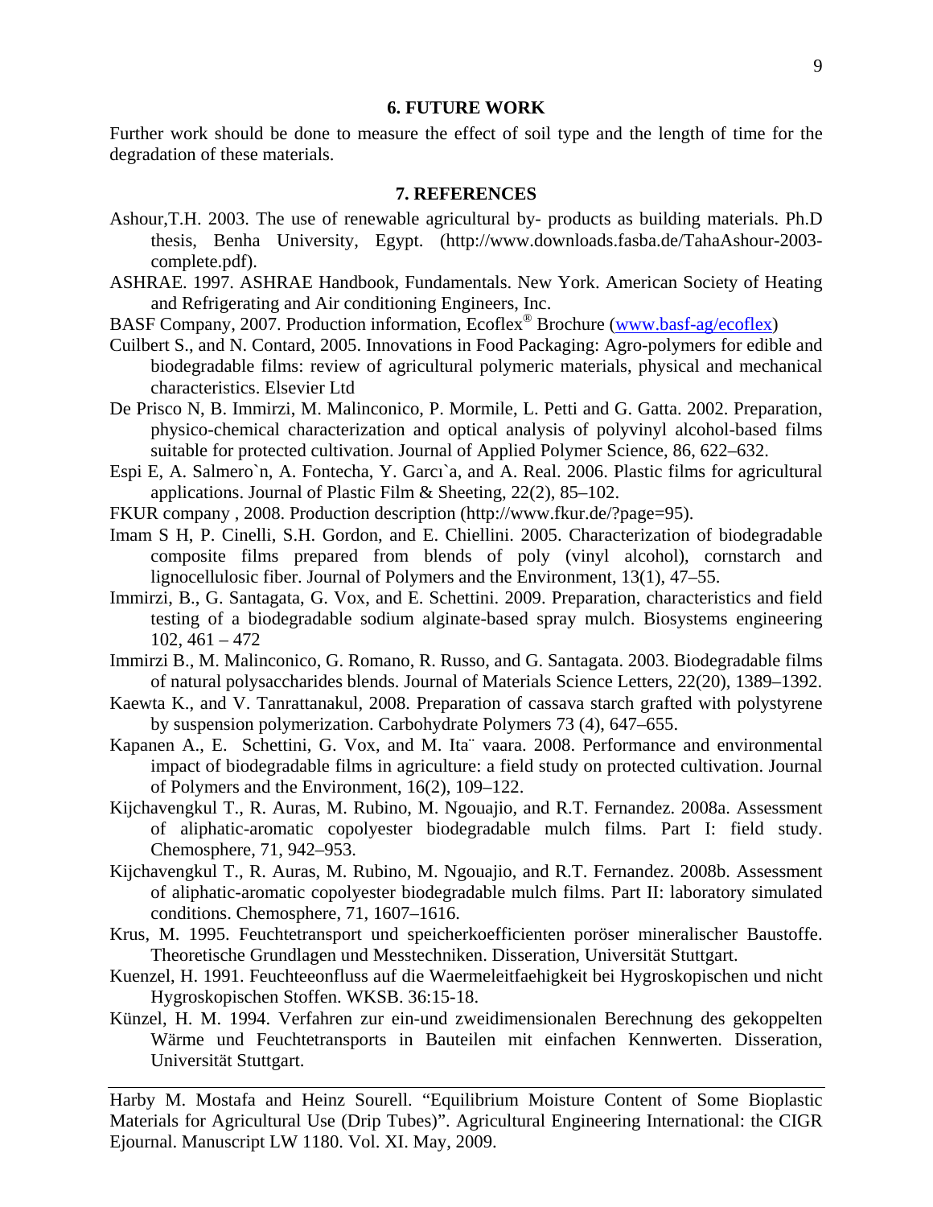## 6. FUTURE WORK

Further work should be done to measure the effect of soil type and the length of time for the degradation of these materials.

## 7. REFERENCES

Ashour,T.H. 2003. The use of renewable agricultural by- products as building materials. Ph.D thesis, Benha University, Egypt. (http://www.downloads.fasba.de/TahaAshour-2003-complete.pdf).

ASHRAE. 1997. ASHRAE Handbook, Fundamentals. New York. American Society of Heating and Refrigerating and Air conditioning Engineers, Inc.

BASF Company, 2007. Production information, Ecoflex® Brochure (www.basf-ag/ecoflex)

Cuilbert S., and N. Contard, 2005. Innovations in Food Packaging: Agro-polymers for edible and biodegradable films: review of agricultural polymeric materials, physical and mechanical characteristics. Elsevier Ltd

De Prisco N, B. Immirzi, M. Malinconico, P. Mormile, L. Petti and G. Gatta. 2002. Preparation, physico-chemical characterization and optical analysis of polyvinyl alcohol-based films suitable for protected cultivation. Journal of Applied Polymer Science, 86, 622–632.

Espi E, A. Salmero`n, A. Fontecha, Y. Garcı`a, and A. Real. 2006. Plastic films for agricultural applications. Journal of Plastic Film & Sheeting, 22(2), 85–102.

FKUR company , 2008. Production description (http://www.fkur.de/?page=95).

Imam S H, P. Cinelli, S.H. Gordon, and E. Chiellini. 2005. Characterization of biodegradable composite films prepared from blends of poly (vinyl alcohol), cornstarch and lignocellulosic fiber. Journal of Polymers and the Environment, 13(1), 47–55.

Immirzi, B., G. Santagata, G. Vox, and E. Schettini. 2009. Preparation, characteristics and field testing of a biodegradable sodium alginate-based spray mulch. Biosystems engineering 102, 461 – 472

Immirzi B., M. Malinconico, G. Romano, R. Russo, and G. Santagata. 2003. Biodegradable films of natural polysaccharides blends. Journal of Materials Science Letters, 22(20), 1389–1392.

Kaewta K., and V. Tanrattanakul, 2008. Preparation of cassava starch grafted with polystyrene by suspension polymerization. Carbohydrate Polymers 73 (4), 647–655.

Kapanen A., E. Schettini, G. Vox, and M. Ita¨ vaara. 2008. Performance and environmental impact of biodegradable films in agriculture: a field study on protected cultivation. Journal of Polymers and the Environment, 16(2), 109–122.

Kijchavengkul T., R. Auras, M. Rubino, M. Ngouajio, and R.T. Fernandez. 2008a. Assessment of aliphatic-aromatic copolyester biodegradable mulch films. Part I: field study. Chemosphere, 71, 942–953.

Kijchavengkul T., R. Auras, M. Rubino, M. Ngouajio, and R.T. Fernandez. 2008b. Assessment of aliphatic-aromatic copolyester biodegradable mulch films. Part II: laboratory simulated conditions. Chemosphere, 71, 1607–1616.

Krus, M. 1995. Feuchtetransport und speicherkoefficienten poröser mineralischer Baustoffe. Theoretische Grundlagen und Messtechniken. Disseration, Universität Stuttgart.

Kuenzel, H. 1991. Feuchteeonfluss auf die Waermeleitfaehigkeit bei Hygroskopischen und nicht Hygroskopischen Stoffen. WKSB. 36:15-18.

Künzel, H. M. 1994. Verfahren zur ein-und zweidimensionalen Berechnung des gekoppelten Wärme und Feuchtetransports in Bauteilen mit einfachen Kennwerten. Disseration, Universität Stuttgart.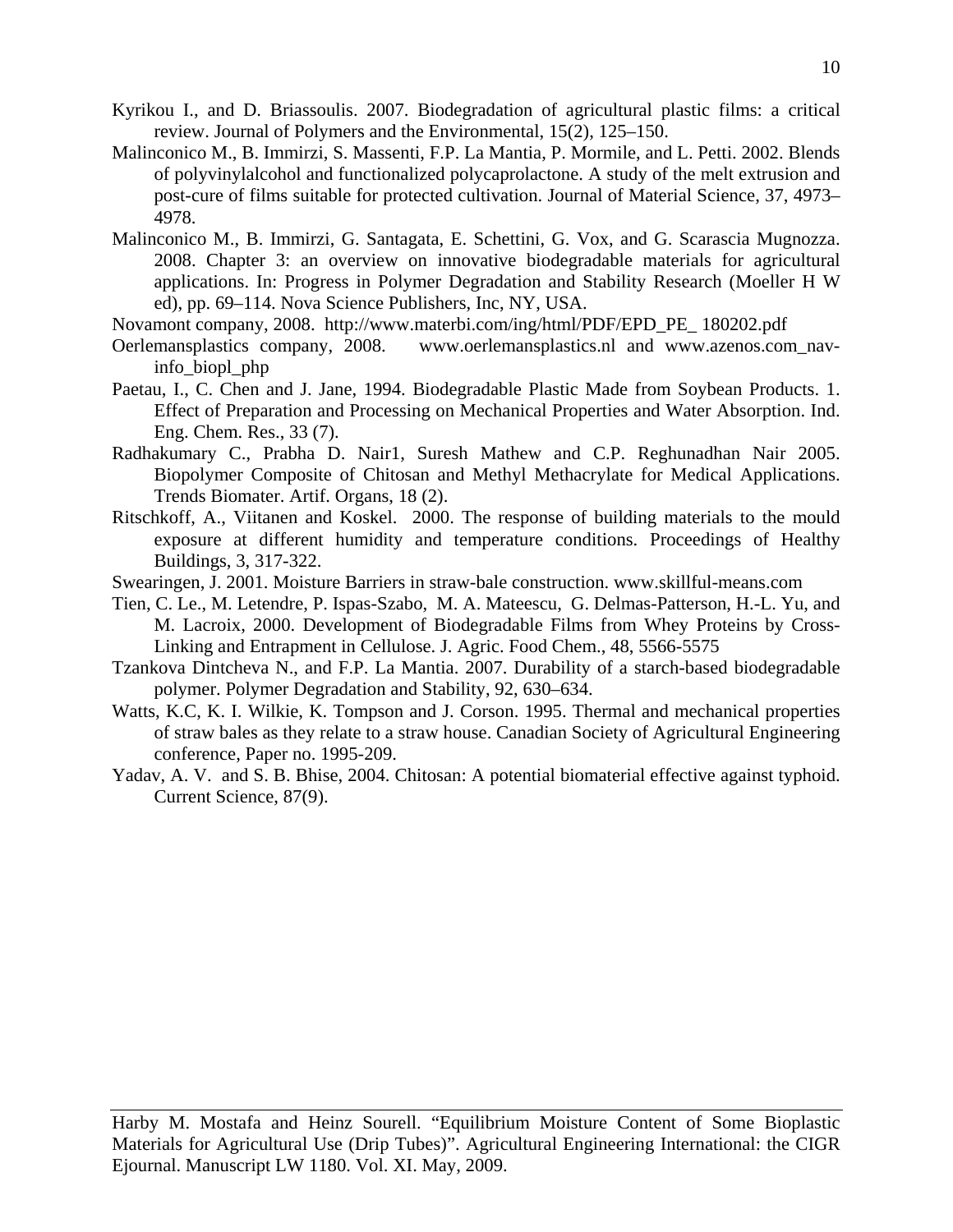Kyrikou I., and D. Briassoulis. 2007. Biodegradation of agricultural plastic films: a critical review. Journal of Polymers and the Environmental, 15(2), 125–150.

Malinconico M., B. Immirzi, S. Massenti, F.P. La Mantia, P. Mormile, and L. Petti. 2002. Blends of polyvinylalcohol and functionalized polycaprolactone. A study of the melt extrusion and post-cure of films suitable for protected cultivation. Journal of Material Science, 37, 4973–4978.

Malinconico M., B. Immirzi, G. Santagata, E. Schettini, G. Vox, and G. Scarascia Mugnozza. 2008. Chapter 3: an overview on innovative biodegradable materials for agricultural applications. In: Progress in Polymer Degradation and Stability Research (Moeller H W ed), pp. 69–114. Nova Science Publishers, Inc, NY, USA.

Novamont company, 2008. http://www.materbi.com/ing/html/PDF/EPD_PE_ 180202.pdf

Oerlemansplastics company, 2008. www.oerlemansplastics.nl and www.azenos.com_nav-info_biopl_php

Paetau, I., C. Chen and J. Jane, 1994. Biodegradable Plastic Made from Soybean Products. 1. Effect of Preparation and Processing on Mechanical Properties and Water Absorption. Ind. Eng. Chem. Res., 33 (7).

Radhakumary C., Prabha D. Nair1, Suresh Mathew and C.P. Reghunadhan Nair 2005. Biopolymer Composite of Chitosan and Methyl Methacrylate for Medical Applications. Trends Biomater. Artif. Organs, 18 (2).

Ritschkoff, A., Viitanen and Koskel. 2000. The response of building materials to the mould exposure at different humidity and temperature conditions. Proceedings of Healthy Buildings, 3, 317-322.

Swearingen, J. 2001. Moisture Barriers in straw-bale construction. www.skillful-means.com

Tien, C. Le., M. Letendre, P. Ispas-Szabo, M. A. Mateescu, G. Delmas-Patterson, H.-L. Yu, and M. Lacroix, 2000. Development of Biodegradable Films from Whey Proteins by Cross-Linking and Entrapment in Cellulose. J. Agric. Food Chem., 48, 5566-5575

Tzankova Dintcheva N., and F.P. La Mantia. 2007. Durability of a starch-based biodegradable polymer. Polymer Degradation and Stability, 92, 630–634.

Watts, K.C, K. I. Wilkie, K. Tompson and J. Corson. 1995. Thermal and mechanical properties of straw bales as they relate to a straw house. Canadian Society of Agricultural Engineering conference, Paper no. 1995-209.

Yadav, A. V. and S. B. Bhise, 2004. Chitosan: A potential biomaterial effective against typhoid. Current Science, 87(9).